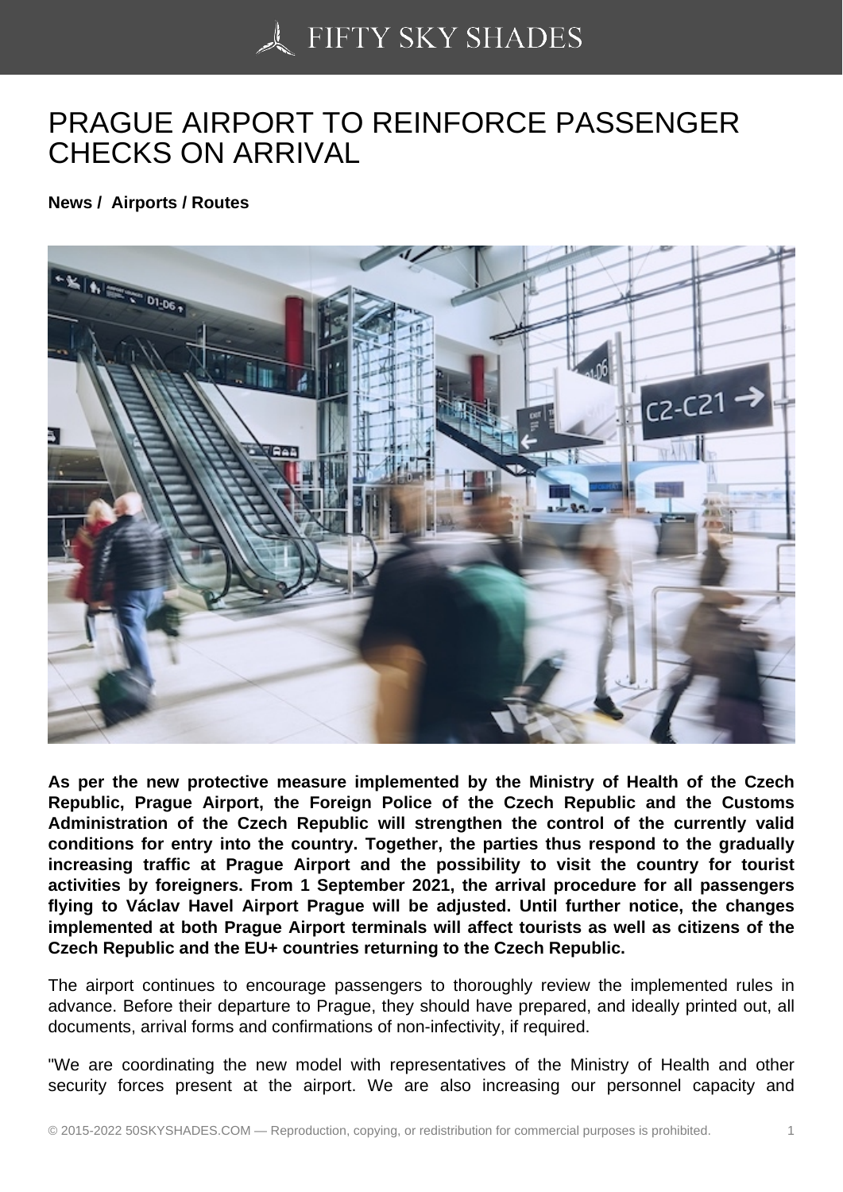# PRAGUE AIRPORT TO REINFORCE PASSENGER CHECKS ON ARRIVAL

**News / Airports / Routes**

**As per the new protective measure implemented by the Ministry of Health of the Czech Republic, Prague Airport, the Foreign Police of the Czech Republic and the Customs Administration of the Czech Republic will strengthen the control of the currently valid conditions for entry into the country. Together, the parties thus respond to the gradually increasing traffic at Prague Airport and the possibility to visit the country for tourist activities by foreigners. From 1 September 2021, the arrival procedure for all passengers flying to Václav Havel Airport Prague will be adjusted. Until further notice, the changes implemented at both Prague Airport terminals will affect tourists as well as citizens of the Czech Republic and the EU+ countries returning to the Czech Republic.**

The airport continues to encourage passengers to thoroughly review the implemented rules in advance. Before their departure to Prague, they should have prepared, and ideally printed out, all documents, arrival forms and confirmations of non-infectivity, if required.

"We are coordinating the new model with representatives of the Ministry of Health and other security forces present at the airport. We are also increasing our personnel capacity and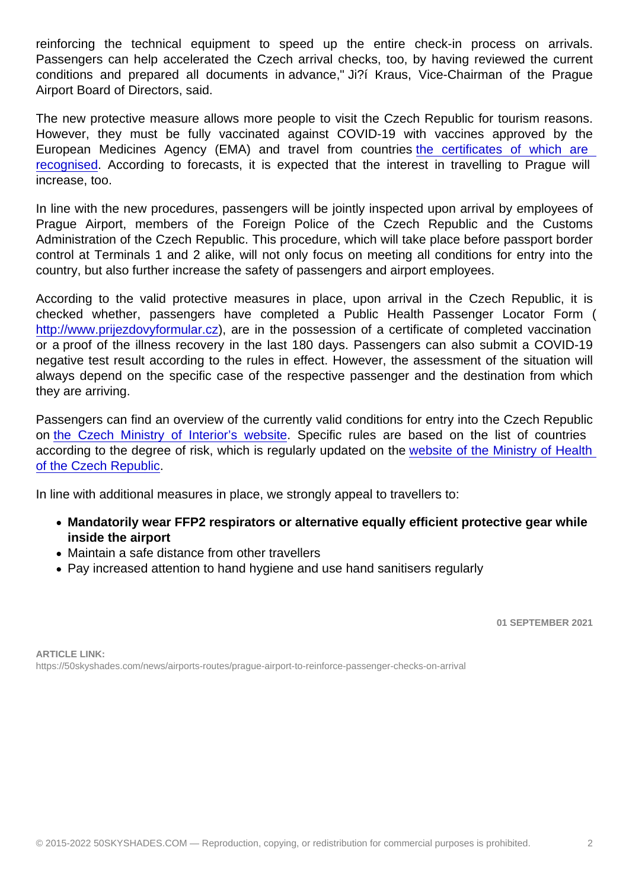reinforcing the technical equipment to speed up the entire check-in process on arrivals. Passengers can help accelerated the Czech arrival checks, too, by having reviewed the current conditions and prepared all documents in advance," Ji?í Kraus, Vice-Chairman of the Prague Airport Board of Directors, said.

The new protective measure allows more people to visit the Czech Republic for tourism reasons. However, they must be fully vaccinated against COVID-19 with vaccines approved by the European Medicines Agency (EMA) and travel from countries the certificates of which are recognised. According to forecasts, it is expected that the interest in travelling to Prague will increase, too.

In line with the new procedures, passengers will be jointly inspected upon arrival by employees of Prague Airport, members of the Foreign Police of the Czech Republic and the Customs Administration of the Czech Republic. This procedure, which will take place before passport border control at Terminals 1 and 2 alike, will not only focus on meeting all conditions for entry into the country, but also further increase the safety of passengers and airport employees.

According to the valid protective measures in place, upon arrival in the Czech Republic, it is checked whether, passengers have completed a Public Health Passenger Locator Form (http://www.prijezdovyformular.cz), are in the possession of a certificate of completed vaccination or a proof of the illness recovery in the last 180 days. Passengers can also submit a COVID-19 negative test result according to the rules in effect. However, the assessment of the situation will always depend on the specific case of the respective passenger and the destination from which they are arriving.

Passengers can find an overview of the currently valid conditions for entry into the Czech Republic on the Czech Ministry of Interior's website. Specific rules are based on the list of countries according to the degree of risk, which is regularly updated on the website of the Ministry of Health of the Czech Republic.

In line with additional measures in place, we strongly appeal to travellers to:

- **Mandatorily wear FFP2 respirators or alternative equally efficient protective gear while inside the airport**
- Maintain a safe distance from other travellers
- Pay increased attention to hand hygiene and use hand sanitisers regularly

01 SEPTEMBER 2021

ARTICLE LINK:
https://50skyshades.com/news/airports-routes/prague-airport-to-reinforce-passenger-checks-on-arrival